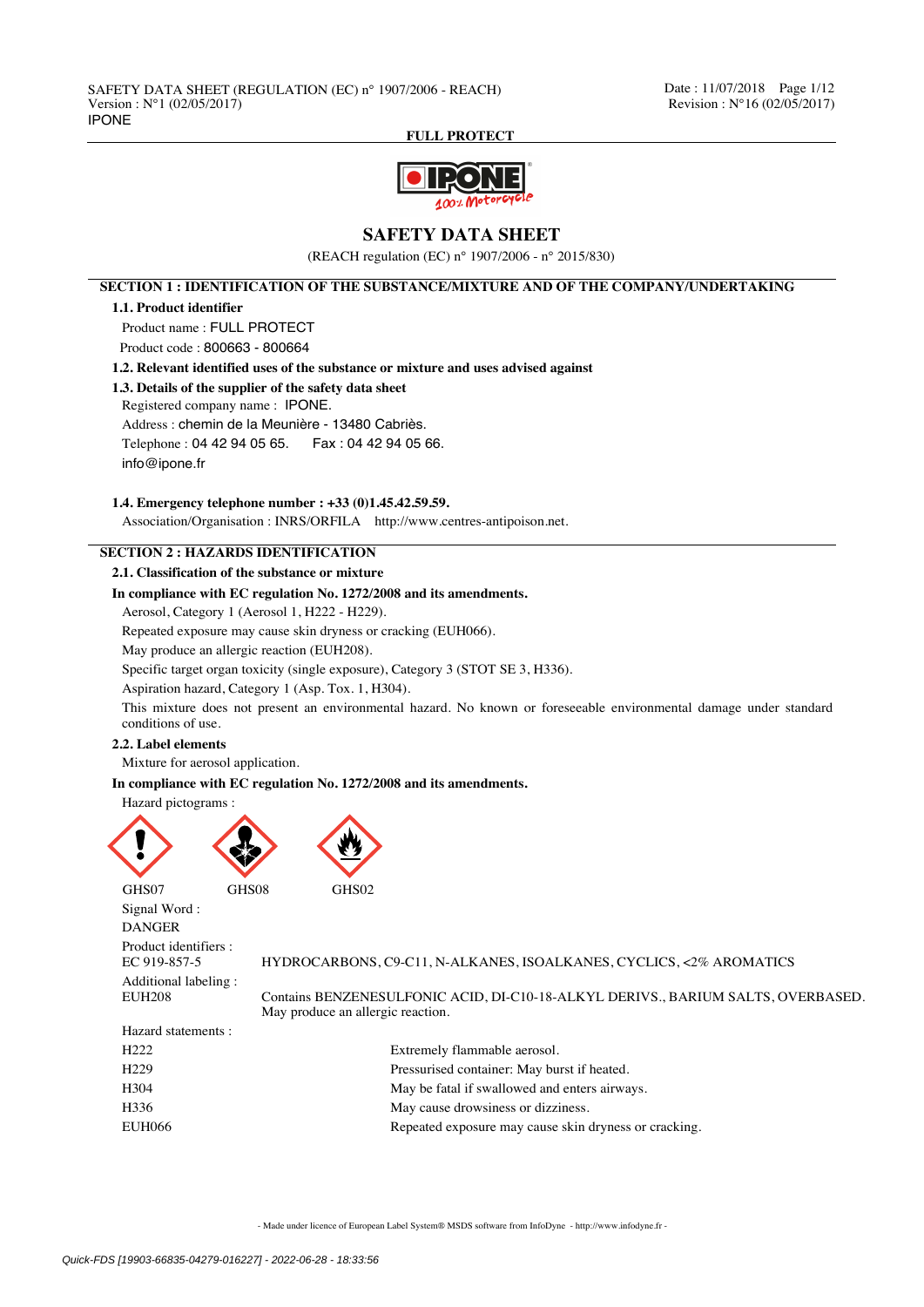# SAFETY DATA SHEET

(REACH regulation (EC) n° 1907/2006 - n° 2015/830)

## SECTION 1 : IDENTIFICATION OF THE SUBSTANCE/MIXTURE AND OF THE COMPANY/UNDERTAKING

### 1.1. Product identifier

Product name : FULL PROTECT

Product code : 800663 - 800664

### 1.2. Relevant identified uses of the substance or mixture and uses advised against

### 1.3. Details of the supplier of the safety data sheet

Registered company name : IPONE.

Address : chemin de la Meunière - 13480 Cabriès.

Telephone : 04 42 94 05 65. Fax : 04 42 94 05 66.

info@ipone.fr

### 1.4. Emergency telephone number : +33 (0)1.45.42.59.59.

Association/Organisation : INRS/ORFILA http://www.centres-antipoison.net.

## SECTION 2 : HAZARDS IDENTIFICATION

### 2.1. Classification of the substance or mixture

**In compliance with EC regulation No. 1272/2008 and its amendments.**

Aerosol, Category 1 (Aerosol 1, H222 - H229).

Repeated exposure may cause skin dryness or cracking (EUH066).

May produce an allergic reaction (EUH208).

Specific target organ toxicity (single exposure), Category 3 (STOT SE 3, H336).

Aspiration hazard, Category 1 (Asp. Tox. 1, H304).

This mixture does not present an environmental hazard. No known or foreseeable environmental damage under standard conditions of use.

### 2.2. Label elements

Mixture for aerosol application.

**In compliance with EC regulation No. 1272/2008 and its amendments.**

Hazard pictograms :

GHS07 GHS08 GHS02

Signal Word :

DANGER

Product identifiers :

| | |
|---|---|
| EC 919-857-5 | HYDROCARBONS, C9-C11, N-ALKANES, ISOALKANES, CYCLICS, <2% AROMATICS |

Additional labeling :

| | |
|---|---|
| EUH208 | Contains BENZENESULFONIC ACID, DI-C10-18-ALKYL DERIVS., BARIUM SALTS, OVERBASED. May produce an allergic reaction. |

Hazard statements :

| | |
|---|---|
| H222 | Extremely flammable aerosol. |
| H229 | Pressurised container: May burst if heated. |
| H304 | May be fatal if swallowed and enters airways. |
| H336 | May cause drowsiness or dizziness. |
| EUH066 | Repeated exposure may cause skin dryness or cracking. |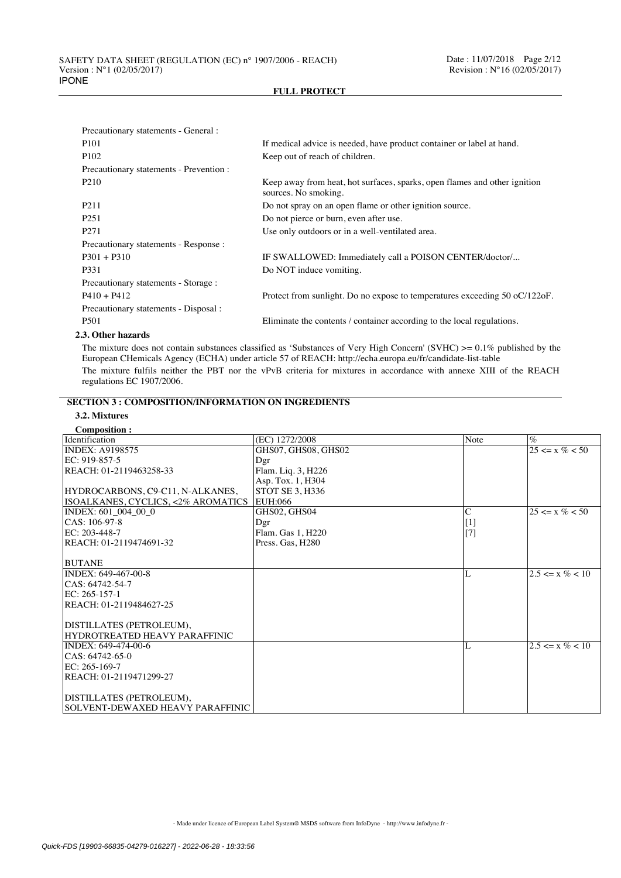Precautionary statements - General :

| | |
|---|---|
| P101 | If medical advice is needed, have product container or label at hand. |
| P102 | Keep out of reach of children. |

Precautionary statements - Prevention :

| | |
|---|---|
| P210 | Keep away from heat, hot surfaces, sparks, open flames and other ignition sources. No smoking. |
| P211 | Do not spray on an open flame or other ignition source. |
| P251 | Do not pierce or burn, even after use. |
| P271 | Use only outdoors or in a well-ventilated area. |

Precautionary statements - Response :

| | |
|---|---|
| P301 + P310 | IF SWALLOWED: Immediately call a POISON CENTER/doctor/... |
| P331 | Do NOT induce vomiting. |

Precautionary statements - Storage :

| | |
|---|---|
| P410 + P412 | Protect from sunlight. Do no expose to temperatures exceeding 50 oC/122oF. |

Precautionary statements - Disposal :

| | |
|---|---|
| P501 | Eliminate the contents / container according to the local regulations. |

### 2.3. Other hazards

The mixture does not contain substances classified as 'Substances of Very High Concern' (SVHC) >= 0.1% published by the European CHemicals Agency (ECHA) under article 57 of REACH: http://echa.europa.eu/fr/candidate-list-table

The mixture fulfils neither the PBT nor the vPvB criteria for mixtures in accordance with annexe XIII of the REACH regulations EC 1907/2006.

## SECTION 3 : COMPOSITION/INFORMATION ON INGREDIENTS

### 3.2. Mixtures

**Composition :**

| Identification | (EC) 1272/2008 | Note | % |
|---|---|---|---|
| INDEX: A9198575<br>EC: 919-857-5<br>REACH: 01-2119463258-33<br><br>HYDROCARBONS, C9-C11, N-ALKANES, ISOALKANES, CYCLICS, <2% AROMATICS | GHS07, GHS08, GHS02<br>Dgr<br>Flam. Liq. 3, H226<br>Asp. Tox. 1, H304<br>STOT SE 3, H336<br>EUH:066 | | 25 <= x % < 50 |
| INDEX: 601_004_00_0<br>CAS: 106-97-8<br>EC: 203-448-7<br>REACH: 01-2119474691-32<br><br>BUTANE | GHS02, GHS04<br>Dgr<br>Flam. Gas 1, H220<br>Press. Gas, H280 | C<br>[1]<br>[7] | 25 <= x % < 50 |
| INDEX: 649-467-00-8<br>CAS: 64742-54-7<br>EC: 265-157-1<br>REACH: 01-2119484627-25<br><br>DISTILLATES (PETROLEUM), HYDROTREATED HEAVY PARAFFINIC | | L | 2.5 <= x % < 10 |
| INDEX: 649-474-00-6<br>CAS: 64742-65-0<br>EC: 265-169-7<br>REACH: 01-2119471299-27<br><br>DISTILLATES (PETROLEUM), SOLVENT-DEWAXED HEAVY PARAFFINIC | | L | 2.5 <= x % < 10 |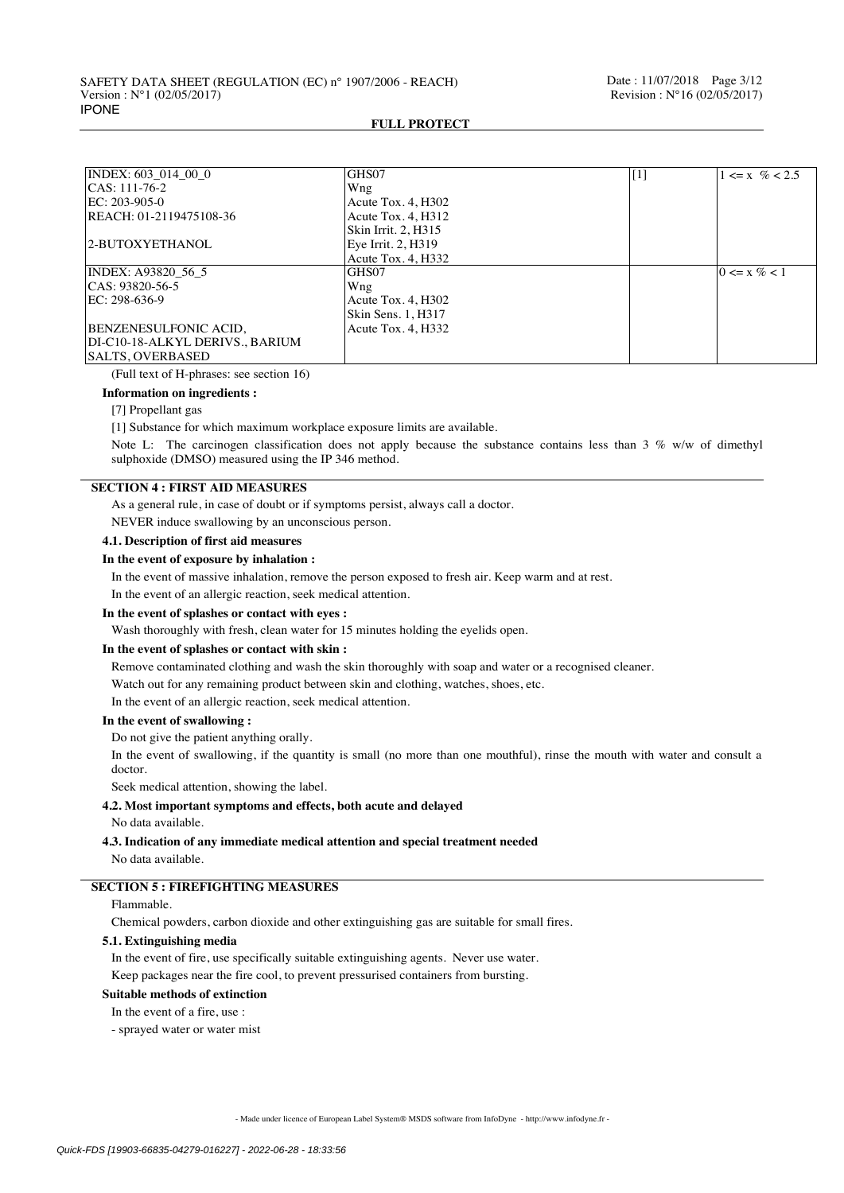| | | | |
|---|---|---|---|
| INDEX: 603_014_00_0<br>CAS: 111-76-2<br>EC: 203-905-0<br>REACH: 01-2119475108-36<br><br>2-BUTOXYETHANOL | GHS07<br>Wng<br>Acute Tox. 4, H302<br>Acute Tox. 4, H312<br>Skin Irrit. 2, H315<br>Eye Irrit. 2, H319<br>Acute Tox. 4, H332 | [1] | 1 <= x % < 2.5 |
| INDEX: A93820_56_5<br>CAS: 93820-56-5<br>EC: 298-636-9<br><br>BENZENESULFONIC ACID, DI-C10-18-ALKYL DERIVS., BARIUM SALTS, OVERBASED | GHS07<br>Wng<br>Acute Tox. 4, H302<br>Skin Sens. 1, H317<br>Acute Tox. 4, H332 | | 0 <= x % < 1 |

(Full text of H-phrases: see section 16)

**Information on ingredients :**

[7] Propellant gas

[1] Substance for which maximum workplace exposure limits are available.

Note L: The carcinogen classification does not apply because the substance contains less than 3 % w/w of dimethyl sulphoxide (DMSO) measured using the IP 346 method.

## SECTION 4 : FIRST AID MEASURES

As a general rule, in case of doubt or if symptoms persist, always call a doctor.

NEVER induce swallowing by an unconscious person.

### 4.1. Description of first aid measures

**In the event of exposure by inhalation :**

In the event of massive inhalation, remove the person exposed to fresh air. Keep warm and at rest.

In the event of an allergic reaction, seek medical attention.

**In the event of splashes or contact with eyes :**

Wash thoroughly with fresh, clean water for 15 minutes holding the eyelids open.

**In the event of splashes or contact with skin :**

Remove contaminated clothing and wash the skin thoroughly with soap and water or a recognised cleaner.

Watch out for any remaining product between skin and clothing, watches, shoes, etc.

In the event of an allergic reaction, seek medical attention.

**In the event of swallowing :**

Do not give the patient anything orally.

In the event of swallowing, if the quantity is small (no more than one mouthful), rinse the mouth with water and consult a doctor.

Seek medical attention, showing the label.

### 4.2. Most important symptoms and effects, both acute and delayed

No data available.

### 4.3. Indication of any immediate medical attention and special treatment needed

No data available.

## SECTION 5 : FIREFIGHTING MEASURES

Flammable.

Chemical powders, carbon dioxide and other extinguishing gas are suitable for small fires.

### 5.1. Extinguishing media

In the event of fire, use specifically suitable extinguishing agents. Never use water.

Keep packages near the fire cool, to prevent pressurised containers from bursting.

**Suitable methods of extinction**

In the event of a fire, use :

- sprayed water or water mist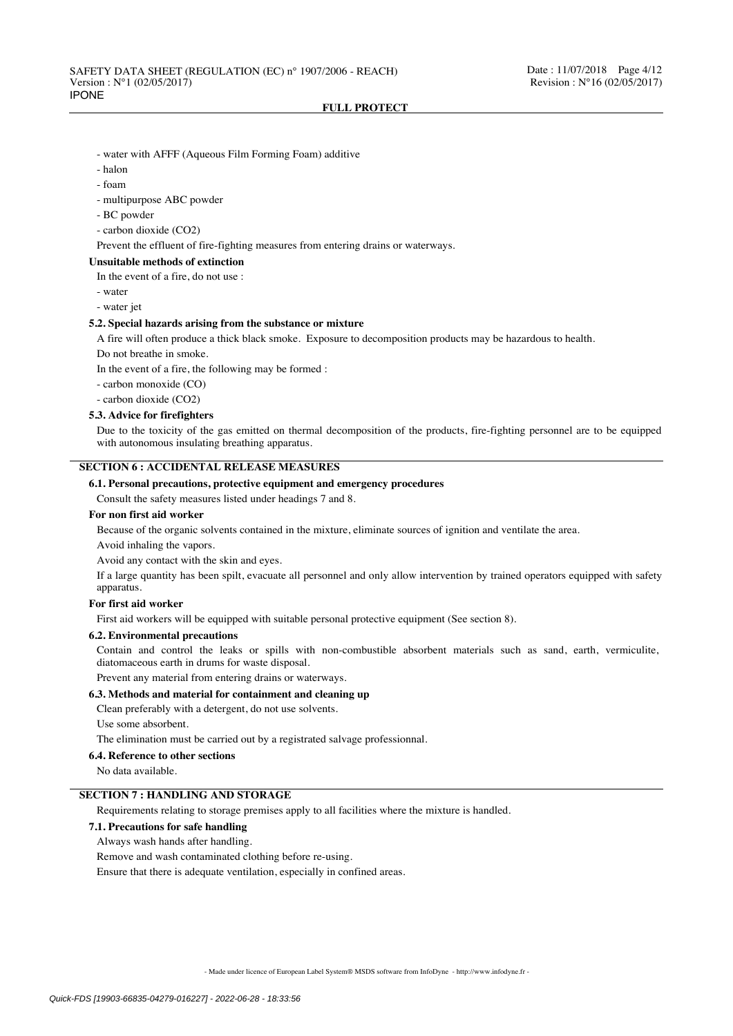- water with AFFF (Aqueous Film Forming Foam) additive
- halon
- foam
- multipurpose ABC powder
- BC powder
- carbon dioxide ($CO_2$)

Prevent the effluent of fire-fighting measures from entering drains or waterways.

**Unsuitable methods of extinction**

In the event of a fire, do not use :

- water
- water jet

### 5.2. Special hazards arising from the substance or mixture

A fire will often produce a thick black smoke. Exposure to decomposition products may be hazardous to health.

Do not breathe in smoke.

In the event of a fire, the following may be formed :

- carbon monoxide (CO)
- carbon dioxide ($CO_2$)

### 5.3. Advice for firefighters

Due to the toxicity of the gas emitted on thermal decomposition of the products, fire-fighting personnel are to be equipped with autonomous insulating breathing apparatus.

## SECTION 6 : ACCIDENTAL RELEASE MEASURES

### 6.1. Personal precautions, protective equipment and emergency procedures

Consult the safety measures listed under headings 7 and 8.

**For non first aid worker**

Because of the organic solvents contained in the mixture, eliminate sources of ignition and ventilate the area.

Avoid inhaling the vapors.

Avoid any contact with the skin and eyes.

If a large quantity has been spilt, evacuate all personnel and only allow intervention by trained operators equipped with safety apparatus.

**For first aid worker**

First aid workers will be equipped with suitable personal protective equipment (See section 8).

### 6.2. Environmental precautions

Contain and control the leaks or spills with non-combustible absorbent materials such as sand, earth, vermiculite, diatomaceous earth in drums for waste disposal.

Prevent any material from entering drains or waterways.

### 6.3. Methods and material for containment and cleaning up

Clean preferably with a detergent, do not use solvents.

Use some absorbent.

The elimination must be carried out by a registrated salvage professionnal.

### 6.4. Reference to other sections

No data available.

## SECTION 7 : HANDLING AND STORAGE

Requirements relating to storage premises apply to all facilities where the mixture is handled.

### 7.1. Precautions for safe handling

Always wash hands after handling.

Remove and wash contaminated clothing before re-using.

Ensure that there is adequate ventilation, especially in confined areas.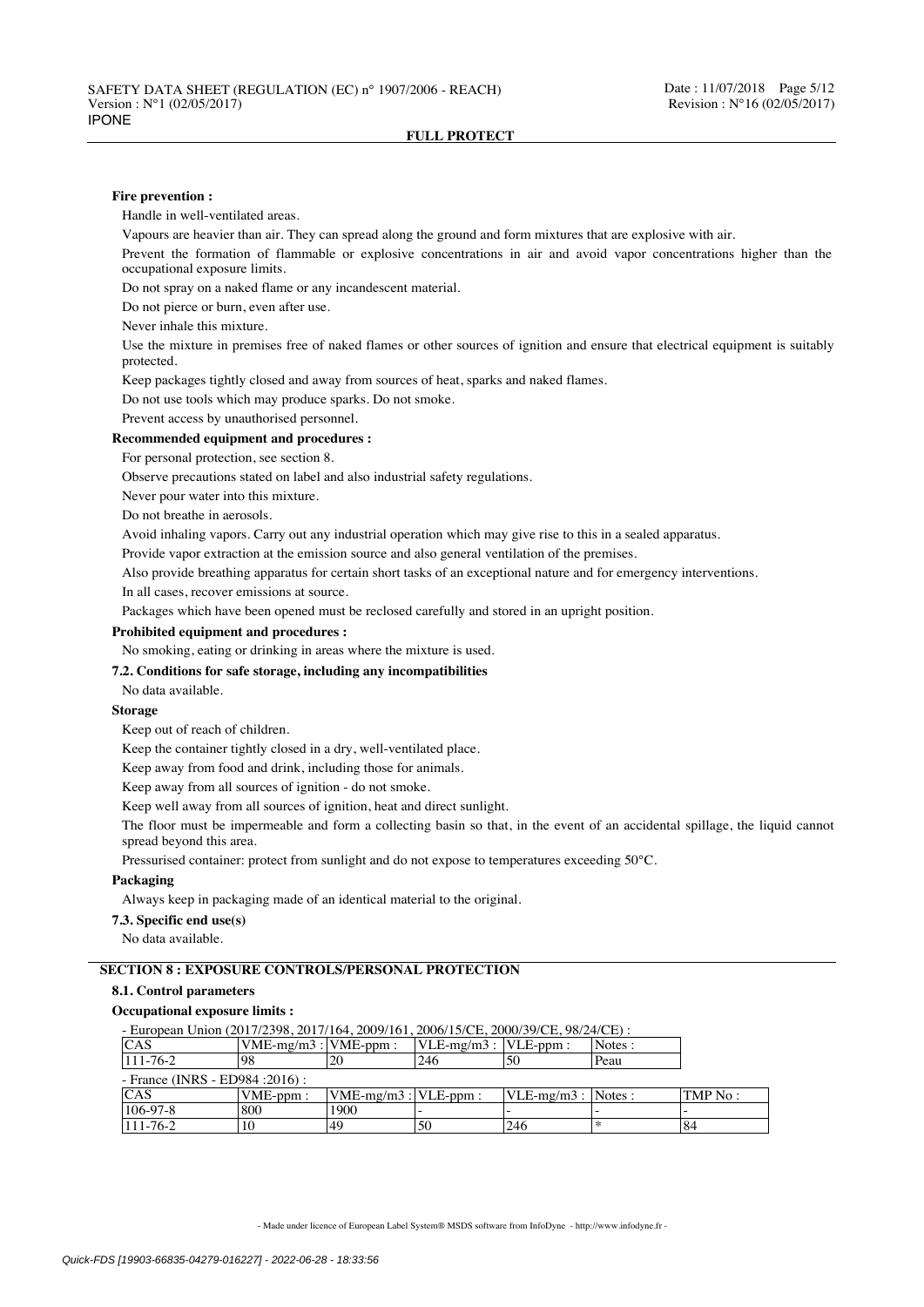**Fire prevention :**

Handle in well-ventilated areas.

Vapours are heavier than air. They can spread along the ground and form mixtures that are explosive with air.

Prevent the formation of flammable or explosive concentrations in air and avoid vapor concentrations higher than the occupational exposure limits.

Do not spray on a naked flame or any incandescent material.

Do not pierce or burn, even after use.

Never inhale this mixture.

Use the mixture in premises free of naked flames or other sources of ignition and ensure that electrical equipment is suitably protected.

Keep packages tightly closed and away from sources of heat, sparks and naked flames.

Do not use tools which may produce sparks. Do not smoke.

Prevent access by unauthorised personnel.

**Recommended equipment and procedures :**

For personal protection, see section 8.

Observe precautions stated on label and also industrial safety regulations.

Never pour water into this mixture.

Do not breathe in aerosols.

Avoid inhaling vapors. Carry out any industrial operation which may give rise to this in a sealed apparatus.

Provide vapor extraction at the emission source and also general ventilation of the premises.

Also provide breathing apparatus for certain short tasks of an exceptional nature and for emergency interventions.

In all cases, recover emissions at source.

Packages which have been opened must be reclosed carefully and stored in an upright position.

**Prohibited equipment and procedures :**

No smoking, eating or drinking in areas where the mixture is used.

**7.2. Conditions for safe storage, including any incompatibilities**

No data available.

**Storage**

Keep out of reach of children.

Keep the container tightly closed in a dry, well-ventilated place.

Keep away from food and drink, including those for animals.

Keep away from all sources of ignition - do not smoke.

Keep well away from all sources of ignition, heat and direct sunlight.

The floor must be impermeable and form a collecting basin so that, in the event of an accidental spillage, the liquid cannot spread beyond this area.

Pressurised container: protect from sunlight and do not expose to temperatures exceeding 50°C.

**Packaging**

Always keep in packaging made of an identical material to the original.

**7.3. Specific end use(s)**

No data available.

## SECTION 8 : EXPOSURE CONTROLS/PERSONAL PROTECTION

**8.1. Control parameters**

**Occupational exposure limits :**

- European Union (2017/2398, 2017/164, 2009/161, 2006/15/CE, 2000/39/CE, 98/24/CE) :

| CAS | VME-mg/m3 : | VME-ppm : | VLE-mg/m3 : | VLE-ppm : | Notes : |
|---|---|---|---|---|---|
| 111-76-2 | 98 | 20 | 246 | 50 | Peau |

- France (INRS - ED984 :2016) :

| CAS | VME-ppm : | VME-mg/m3 : | VLE-ppm : | VLE-mg/m3 : | Notes : | TMP No : |
|---|---|---|---|---|---|---|
| 106-97-8 | 800 | 1900 | - | - | - | - |
| 111-76-2 | 10 | 49 | 50 | 246 | * | 84 |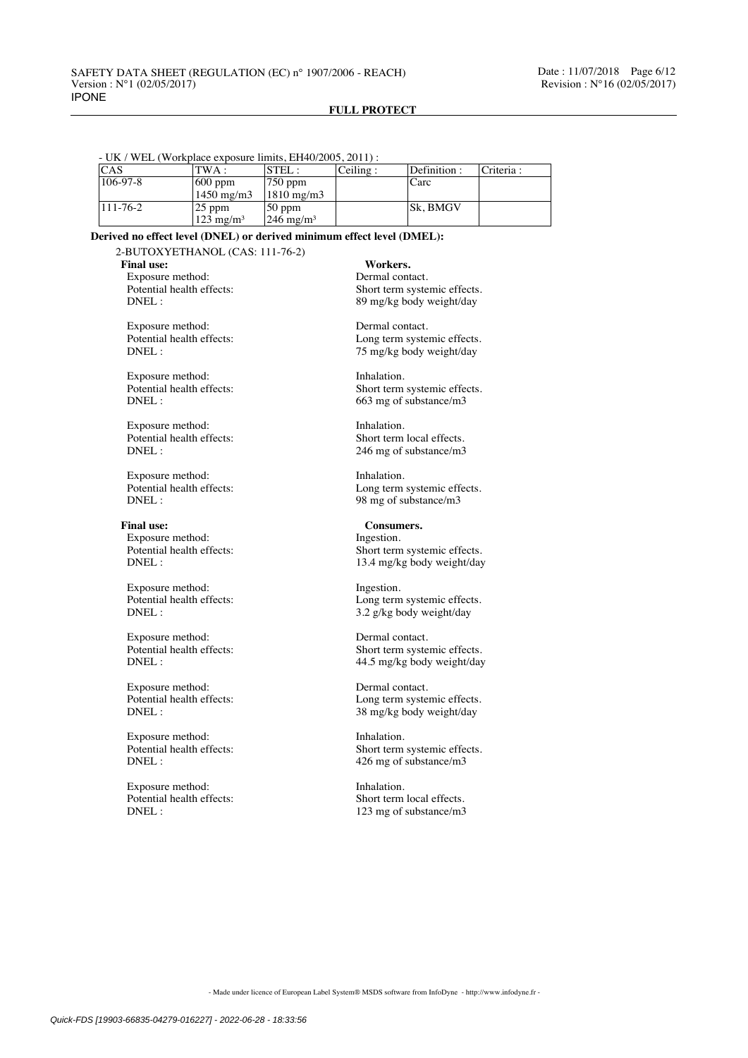- UK / WEL (Workplace exposure limits, EH40/2005, 2011) :

| CAS | TWA : | STEL : | Ceiling : | Definition : | Criteria : |
|---|---|---|---|---|---|
| 106-97-8 | 600 ppm<br>1450 mg/m3 | 750 ppm<br>1810 mg/m3 | | Carc | |
| 111-76-2 | 25 ppm<br>123 mg/m³ | 50 ppm<br>246 mg/m³ | | Sk, BMGV | |

**Derived no effect level (DNEL) or derived minimum effect level (DMEL):**

2-BUTOXYETHANOL (CAS: 111-76-2)

**Final use:** **Workers.**

Exposure method: Dermal contact.
Potential health effects: Short term systemic effects.
DNEL : 89 mg/kg body weight/day

Exposure method: Dermal contact.
Potential health effects: Long term systemic effects.
DNEL : 75 mg/kg body weight/day

Exposure method: Inhalation.
Potential health effects: Short term systemic effects.
DNEL : 663 mg of substance/m3

Exposure method: Inhalation.
Potential health effects: Short term local effects.
DNEL : 246 mg of substance/m3

Exposure method: Inhalation.
Potential health effects: Long term systemic effects.
DNEL : 98 mg of substance/m3

**Final use:** **Consumers.**

Exposure method: Ingestion.
Potential health effects: Short term systemic effects.
DNEL : 13.4 mg/kg body weight/day

Exposure method: Ingestion.
Potential health effects: Long term systemic effects.
DNEL : 3.2 g/kg body weight/day

Exposure method: Dermal contact.
Potential health effects: Short term systemic effects.
DNEL : 44.5 mg/kg body weight/day

Exposure method: Dermal contact.
Potential health effects: Long term systemic effects.
DNEL : 38 mg/kg body weight/day

Exposure method: Inhalation.
Potential health effects: Short term systemic effects.
DNEL : 426 mg of substance/m3

Exposure method: Inhalation.
Potential health effects: Short term local effects.
DNEL : 123 mg of substance/m3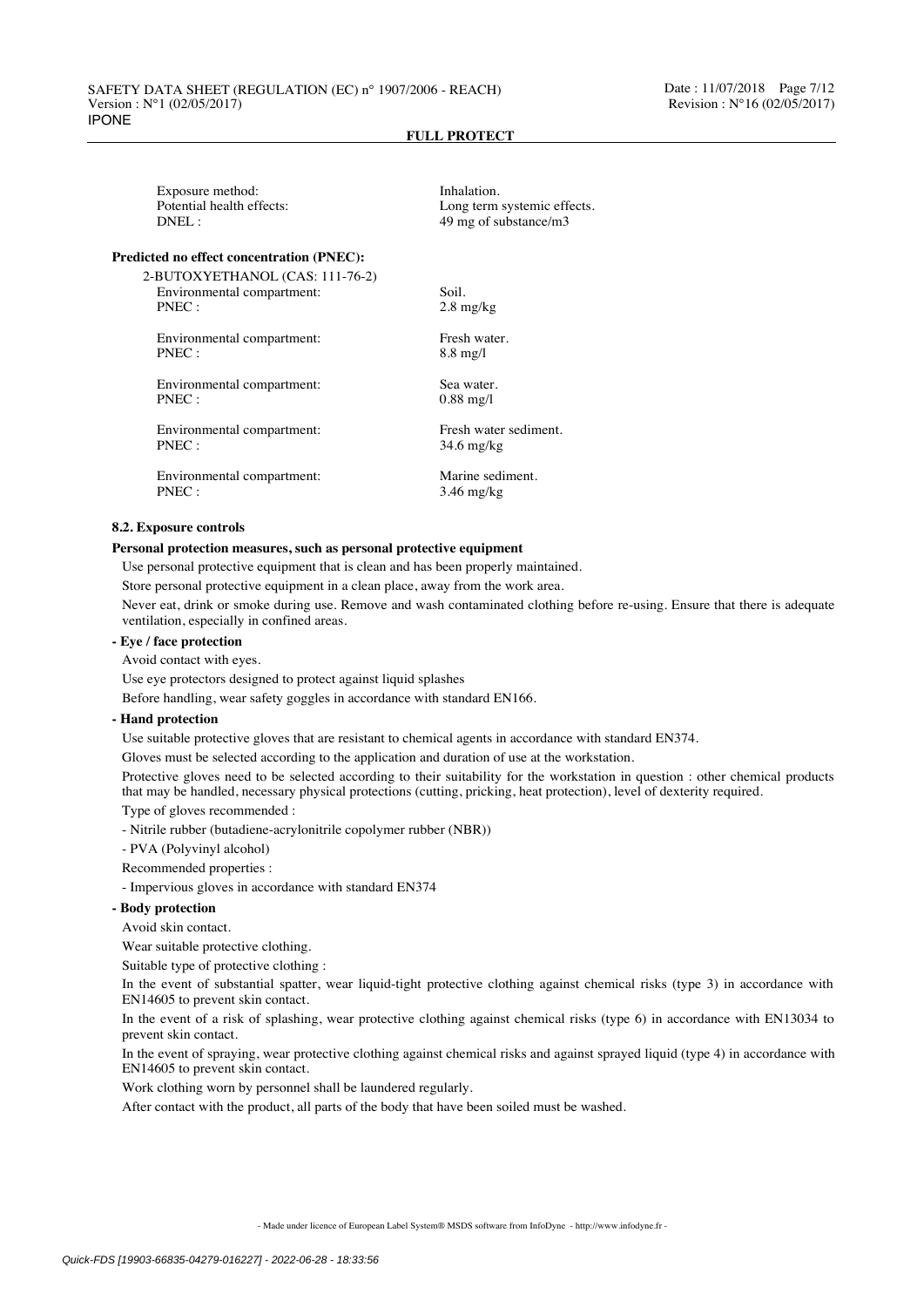Exposure method: Inhalation.
Potential health effects: Long term systemic effects.
DNEL : 49 mg of substance/m3

**Predicted no effect concentration (PNEC):**

2-BUTOXYETHANOL (CAS: 111-76-2)

| | |
|---|---|
| Environmental compartment: | Soil. |
| PNEC : | 2.8 mg/kg |
| Environmental compartment: | Fresh water. |
| PNEC : | 8.8 mg/l |
| Environmental compartment: | Sea water. |
| PNEC : | 0.88 mg/l |
| Environmental compartment: | Fresh water sediment. |
| PNEC : | 34.6 mg/kg |
| Environmental compartment: | Marine sediment. |
| PNEC : | 3.46 mg/kg |

**8.2. Exposure controls**

**Personal protection measures, such as personal protective equipment**

Use personal protective equipment that is clean and has been properly maintained.

Store personal protective equipment in a clean place, away from the work area.

Never eat, drink or smoke during use. Remove and wash contaminated clothing before re-using. Ensure that there is adequate ventilation, especially in confined areas.

**- Eye / face protection**

Avoid contact with eyes.

Use eye protectors designed to protect against liquid splashes

Before handling, wear safety goggles in accordance with standard EN166.

**- Hand protection**

Use suitable protective gloves that are resistant to chemical agents in accordance with standard EN374.

Gloves must be selected according to the application and duration of use at the workstation.

Protective gloves need to be selected according to their suitability for the workstation in question : other chemical products that may be handled, necessary physical protections (cutting, pricking, heat protection), level of dexterity required.

Type of gloves recommended :

- Nitrile rubber (butadiene-acrylonitrile copolymer rubber (NBR))

- PVA (Polyvinyl alcohol)

Recommended properties :

- Impervious gloves in accordance with standard EN374

**- Body protection**

Avoid skin contact.

Wear suitable protective clothing.

Suitable type of protective clothing :

In the event of substantial spatter, wear liquid-tight protective clothing against chemical risks (type 3) in accordance with EN14605 to prevent skin contact.

In the event of a risk of splashing, wear protective clothing against chemical risks (type 6) in accordance with EN13034 to prevent skin contact.

In the event of spraying, wear protective clothing against chemical risks and against sprayed liquid (type 4) in accordance with EN14605 to prevent skin contact.

Work clothing worn by personnel shall be laundered regularly.

After contact with the product, all parts of the body that have been soiled must be washed.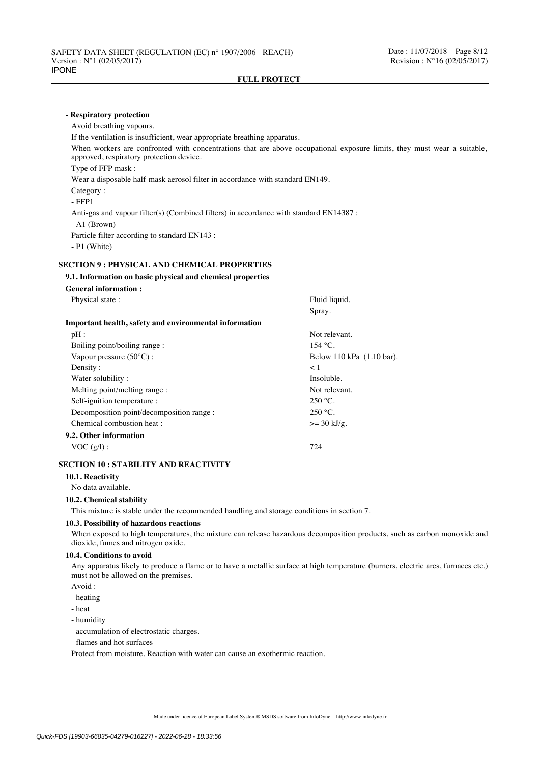**- Respiratory protection**

Avoid breathing vapours.

If the ventilation is insufficient, wear appropriate breathing apparatus.

When workers are confronted with concentrations that are above occupational exposure limits, they must wear a suitable, approved, respiratory protection device.

Type of FFP mask :

Wear a disposable half-mask aerosol filter in accordance with standard EN149.

Category :

- FFP1

Anti-gas and vapour filter(s) (Combined filters) in accordance with standard EN14387 :

- A1 (Brown)

Particle filter according to standard EN143 :

- P1 (White)

## SECTION 9 : PHYSICAL AND CHEMICAL PROPERTIES

### 9.1. Information on basic physical and chemical properties

**General information :**

| | |
|---|---|
| Physical state : | Fluid liquid. |
| | Spray. |

**Important health, safety and environmental information**

| | |
|---|---|
| pH : | Not relevant. |
| Boiling point/boiling range : | 154 °C. |
| Vapour pressure (50°C) : | Below 110 kPa (1.10 bar). |
| Density : | < 1 |
| Water solubility : | Insoluble. |
| Melting point/melting range : | Not relevant. |
| Self-ignition temperature : | 250 °C. |
| Decomposition point/decomposition range : | 250 °C. |
| Chemical combustion heat : | >= 30 kJ/g. |

### 9.2. Other information

| | |
|---|---|
| VOC (g/l) : | 724 |

## SECTION 10 : STABILITY AND REACTIVITY

### 10.1. Reactivity

No data available.

### 10.2. Chemical stability

This mixture is stable under the recommended handling and storage conditions in section 7.

### 10.3. Possibility of hazardous reactions

When exposed to high temperatures, the mixture can release hazardous decomposition products, such as carbon monoxide and dioxide, fumes and nitrogen oxide.

### 10.4. Conditions to avoid

Any apparatus likely to produce a flame or to have a metallic surface at high temperature (burners, electric arcs, furnaces etc.) must not be allowed on the premises.

Avoid :

- heating
- heat
- humidity
- accumulation of electrostatic charges.
- flames and hot surfaces

Protect from moisture. Reaction with water can cause an exothermic reaction.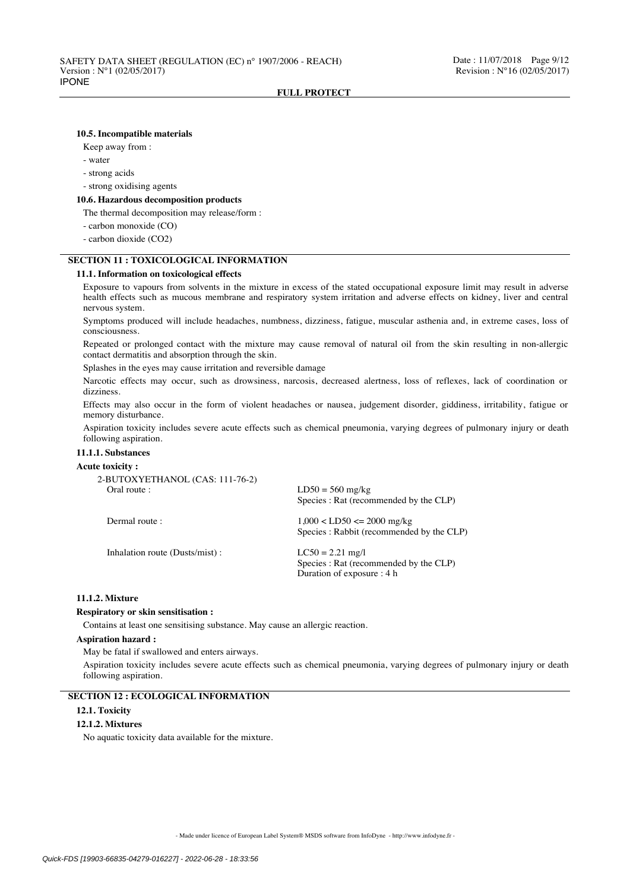#### 10.5. Incompatible materials

Keep away from :

- water
- strong acids
- strong oxidising agents

#### 10.6. Hazardous decomposition products

The thermal decomposition may release/form :

- carbon monoxide (CO)
- carbon dioxide ($CO_2$)

## SECTION 11 : TOXICOLOGICAL INFORMATION

### 11.1. Information on toxicological effects

Exposure to vapours from solvents in the mixture in excess of the stated occupational exposure limit may result in adverse health effects such as mucous membrane and respiratory system irritation and adverse effects on kidney, liver and central nervous system.

Symptoms produced will include headaches, numbness, dizziness, fatigue, muscular asthenia and, in extreme cases, loss of consciousness.

Repeated or prolonged contact with the mixture may cause removal of natural oil from the skin resulting in non-allergic contact dermatitis and absorption through the skin.

Splashes in the eyes may cause irritation and reversible damage

Narcotic effects may occur, such as drowsiness, narcosis, decreased alertness, loss of reflexes, lack of coordination or dizziness.

Effects may also occur in the form of violent headaches or nausea, judgement disorder, giddiness, irritability, fatigue or memory disturbance.

Aspiration toxicity includes severe acute effects such as chemical pneumonia, varying degrees of pulmonary injury or death following aspiration.

#### 11.1.1. Substances

**Acute toxicity :**

2-BUTOXYETHANOL (CAS: 111-76-2)

| | |
|---|---|
| Oral route : | LD50 = 560 mg/kg<br>Species : Rat (recommended by the CLP) |
| Dermal route : | 1,000 < LD50 <= 2000 mg/kg<br>Species : Rabbit (recommended by the CLP) |
| Inhalation route (Dusts/mist) : | LC50 = 2.21 mg/l<br>Species : Rat (recommended by the CLP)<br>Duration of exposure : 4 h |

#### 11.1.2. Mixture

**Respiratory or skin sensitisation :**

Contains at least one sensitising substance. May cause an allergic reaction.

**Aspiration hazard :**

May be fatal if swallowed and enters airways.

Aspiration toxicity includes severe acute effects such as chemical pneumonia, varying degrees of pulmonary injury or death following aspiration.

## SECTION 12 : ECOLOGICAL INFORMATION

### 12.1. Toxicity

#### 12.1.2. Mixtures

No aquatic toxicity data available for the mixture.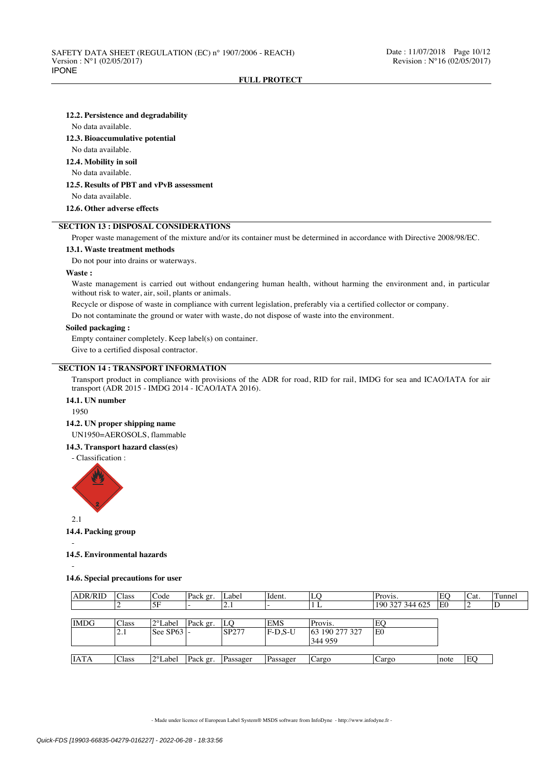**12.2. Persistence and degradability**

No data available.

**12.3. Bioaccumulative potential**

No data available.

**12.4. Mobility in soil**

No data available.

**12.5. Results of PBT and vPvB assessment**

No data available.

**12.6. Other adverse effects**

## SECTION 13 : DISPOSAL CONSIDERATIONS

Proper waste management of the mixture and/or its container must be determined in accordance with Directive 2008/98/EC.

**13.1. Waste treatment methods**

Do not pour into drains or waterways.

**Waste :**

Waste management is carried out without endangering human health, without harming the environment and, in particular without risk to water, air, soil, plants or animals.

Recycle or dispose of waste in compliance with current legislation, preferably via a certified collector or company.

Do not contaminate the ground or water with waste, do not dispose of waste into the environment.

**Soiled packaging :**

Empty container completely. Keep label(s) on container.

Give to a certified disposal contractor.

## SECTION 14 : TRANSPORT INFORMATION

Transport product in compliance with provisions of the ADR for road, RID for rail, IMDG for sea and ICAO/IATA for air transport (ADR 2015 - IMDG 2014 - ICAO/IATA 2016).

**14.1. UN number**

1950

**14.2. UN proper shipping name**

UN1950=AEROSOLS, flammable

**14.3. Transport hazard class(es)**

- Classification :

2.1

**14.4. Packing group**

-

**14.5. Environmental hazards**

-

**14.6. Special precautions for user**

| ADR/RID | Class | Code | Pack gr. | Label | Ident. | LQ | Provis. | EQ | Cat. | Tunnel |
|---|---|---|---|---|---|---|---|---|---|---|
| | 2 | 5F | - | 2.1 | - | 1 L | 190 327 344 625 | E0 | 2 | D |

| IMDG | Class | 2°Label | Pack gr. | LQ | EMS | Provis. | EQ |
|---|---|---|---|---|---|---|---|
| | 2.1 | See SP63 | - | SP277 | F-D,S-U | 63 190 277 327 344 959 | E0 |

| IATA | Class | 2°Label | Pack gr. | Passager | Passager | Cargo | Cargo | note | EQ |
|---|---|---|---|---|---|---|---|---|---|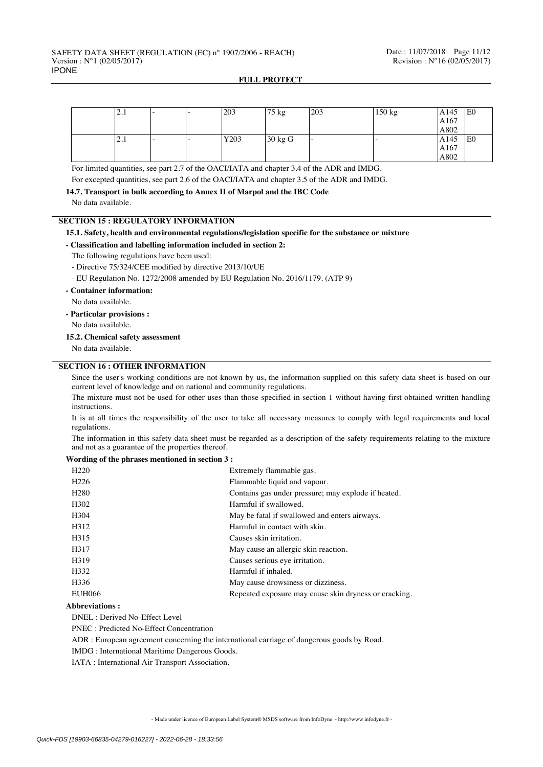| | 2.1 | - | - | 203 | 75 kg | 203 | 150 kg | A145<br>A167<br>A802 | E0 |
|---|---|---|---|---|---|---|---|---|---|
| | 2.1 | - | - | Y203 | 30 kg G | - | - | A145<br>A167<br>A802 | E0 |

For limited quantities, see part 2.7 of the OACI/IATA and chapter 3.4 of the ADR and IMDG.

For excepted quantities, see part 2.6 of the OACI/IATA and chapter 3.5 of the ADR and IMDG.

**14.7. Transport in bulk according to Annex II of Marpol and the IBC Code**

No data available.

## SECTION 15 : REGULATORY INFORMATION

**15.1. Safety, health and environmental regulations/legislation specific for the substance or mixture**

**- Classification and labelling information included in section 2:**

The following regulations have been used:

- Directive 75/324/CEE modified by directive 2013/10/UE
- EU Regulation No. 1272/2008 amended by EU Regulation No. 2016/1179. (ATP 9)

**- Container information:**

No data available.

**- Particular provisions :**

No data available.

**15.2. Chemical safety assessment**

No data available.

## SECTION 16 : OTHER INFORMATION

Since the user's working conditions are not known by us, the information supplied on this safety data sheet is based on our current level of knowledge and on national and community regulations.

The mixture must not be used for other uses than those specified in section 1 without having first obtained written handling instructions.

It is at all times the responsibility of the user to take all necessary measures to comply with legal requirements and local regulations.

The information in this safety data sheet must be regarded as a description of the safety requirements relating to the mixture and not as a guarantee of the properties thereof.

**Wording of the phrases mentioned in section 3 :**

| | |
|---|---|
| H220 | Extremely flammable gas. |
| H226 | Flammable liquid and vapour. |
| H280 | Contains gas under pressure; may explode if heated. |
| H302 | Harmful if swallowed. |
| H304 | May be fatal if swallowed and enters airways. |
| H312 | Harmful in contact with skin. |
| H315 | Causes skin irritation. |
| H317 | May cause an allergic skin reaction. |
| H319 | Causes serious eye irritation. |
| H332 | Harmful if inhaled. |
| H336 | May cause drowsiness or dizziness. |
| EUH066 | Repeated exposure may cause skin dryness or cracking. |

**Abbreviations :**

DNEL : Derived No-Effect Level

PNEC : Predicted No-Effect Concentration

ADR : European agreement concerning the international carriage of dangerous goods by Road.

IMDG : International Maritime Dangerous Goods.

IATA : International Air Transport Association.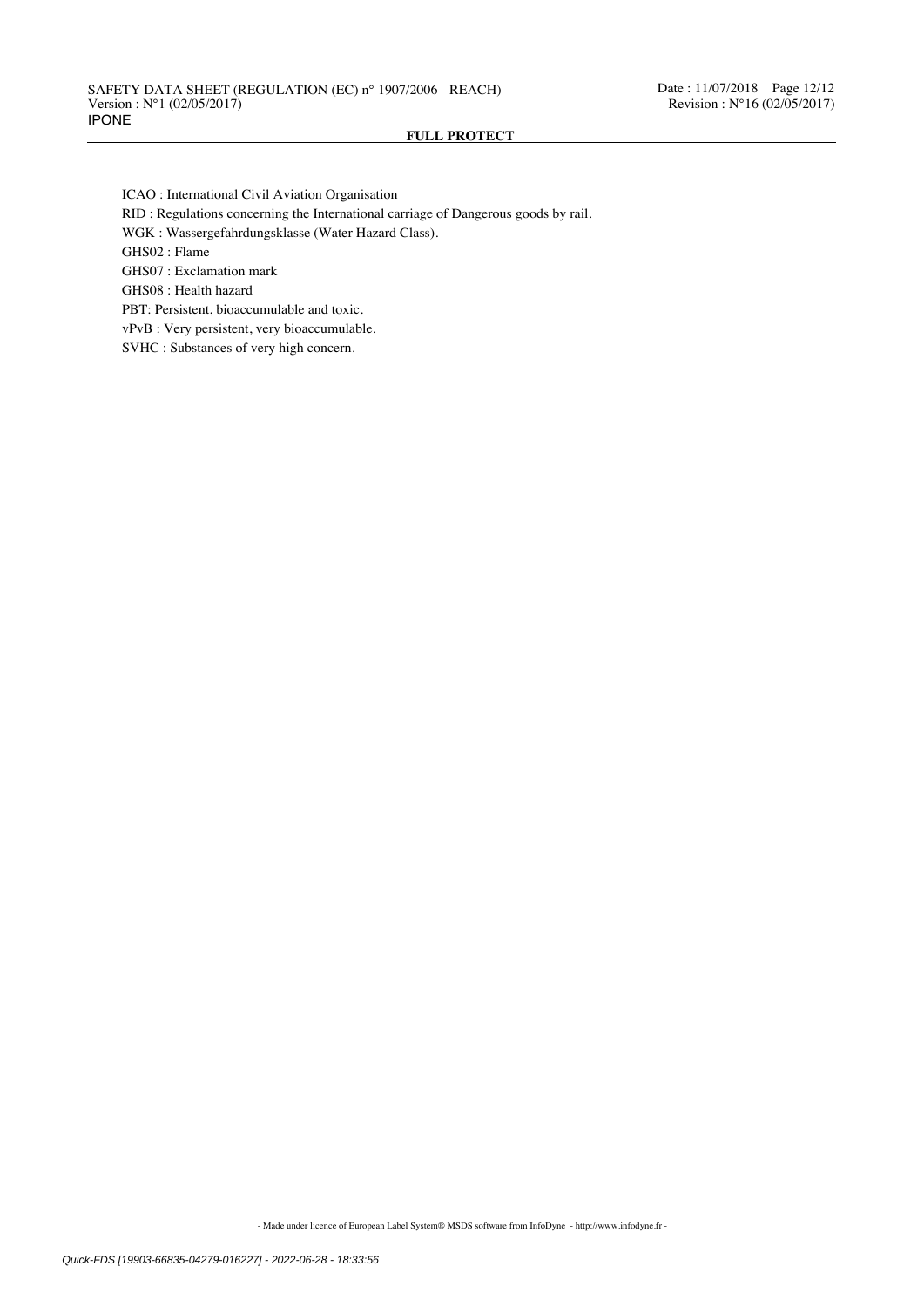ICAO : International Civil Aviation Organisation

RID : Regulations concerning the International carriage of Dangerous goods by rail.

WGK : Wassergefahrdungsklasse (Water Hazard Class).

GHS02 : Flame

GHS07 : Exclamation mark

GHS08 : Health hazard

PBT: Persistent, bioaccumulable and toxic.

vPvB : Very persistent, very bioaccumulable.

SVHC : Substances of very high concern.